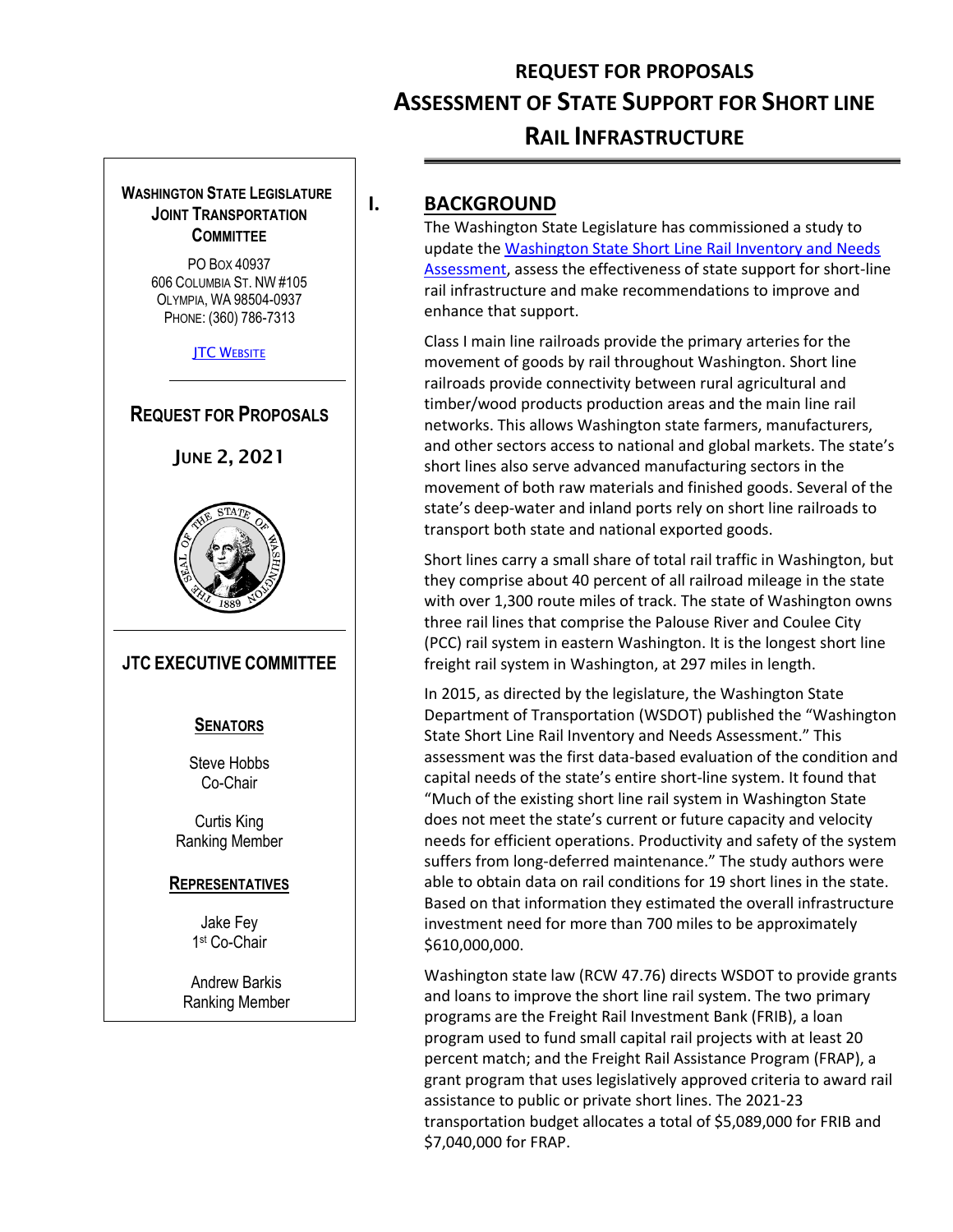# REQUEST FOR PROPOSALS
# ASSESSMENT OF STATE SUPPORT FOR SHORT LINE RAIL INFRASTRUCTURE

**WASHINGTON STATE LEGISLATURE JOINT TRANSPORTATION COMMITTEE**

PO BOX 40937
606 COLUMBIA ST. NW #105
OLYMPIA, WA 98504-0937
PHONE: (360) 786-7313

[JTC WEBSITE]

**REQUEST FOR PROPOSALS**

**JUNE 2, 2021**

**JTC EXECUTIVE COMMITTEE**

**SENATORS**

Steve Hobbs
Co-Chair

Curtis King
Ranking Member

**REPRESENTATIVES**

Jake Fey
1st Co-Chair

Andrew Barkis
Ranking Member

## I. BACKGROUND

The Washington State Legislature has commissioned a study to update the [Washington State Short Line Rail Inventory and Needs Assessment], assess the effectiveness of state support for short-line rail infrastructure and make recommendations to improve and enhance that support.

Class I main line railroads provide the primary arteries for the movement of goods by rail throughout Washington. Short line railroads provide connectivity between rural agricultural and timber/wood products production areas and the main line rail networks. This allows Washington state farmers, manufacturers, and other sectors access to national and global markets. The state's short lines also serve advanced manufacturing sectors in the movement of both raw materials and finished goods. Several of the state's deep-water and inland ports rely on short line railroads to transport both state and national exported goods.

Short lines carry a small share of total rail traffic in Washington, but they comprise about 40 percent of all railroad mileage in the state with over 1,300 route miles of track. The state of Washington owns three rail lines that comprise the Palouse River and Coulee City (PCC) rail system in eastern Washington. It is the longest short line freight rail system in Washington, at 297 miles in length.

In 2015, as directed by the legislature, the Washington State Department of Transportation (WSDOT) published the "Washington State Short Line Rail Inventory and Needs Assessment." This assessment was the first data-based evaluation of the condition and capital needs of the state's entire short-line system. It found that "Much of the existing short line rail system in Washington State does not meet the state's current or future capacity and velocity needs for efficient operations. Productivity and safety of the system suffers from long-deferred maintenance." The study authors were able to obtain data on rail conditions for 19 short lines in the state. Based on that information they estimated the overall infrastructure investment need for more than 700 miles to be approximately $610,000,000.

Washington state law (RCW 47.76) directs WSDOT to provide grants and loans to improve the short line rail system. The two primary programs are the Freight Rail Investment Bank (FRIB), a loan program used to fund small capital rail projects with at least 20 percent match; and the Freight Rail Assistance Program (FRAP), a grant program that uses legislatively approved criteria to award rail assistance to public or private short lines. The 2021-23 transportation budget allocates a total of $5,089,000 for FRIB and $7,040,000 for FRAP.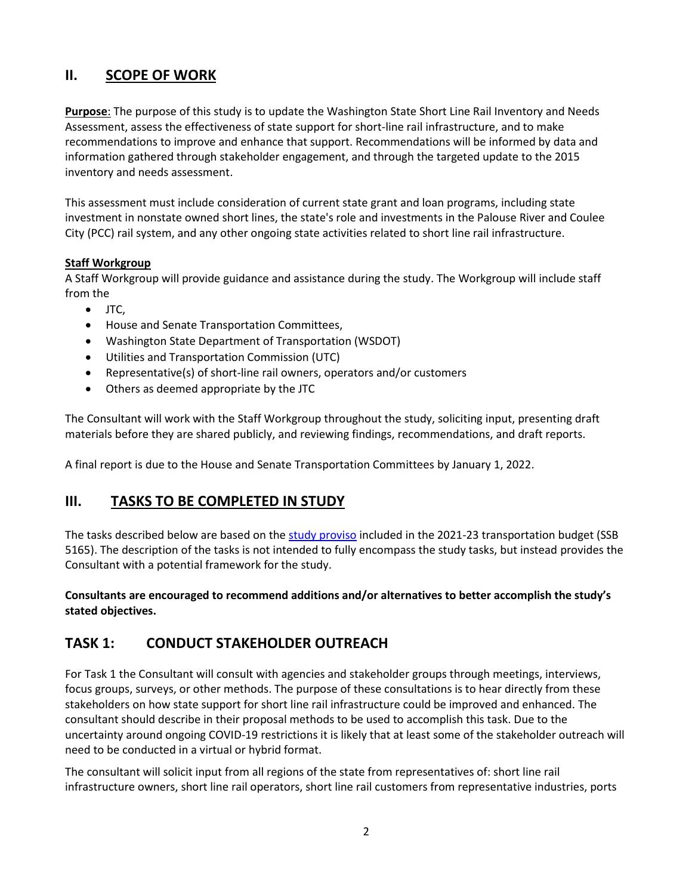## II. SCOPE OF WORK

**Purpose**: The purpose of this study is to update the Washington State Short Line Rail Inventory and Needs Assessment, assess the effectiveness of state support for short-line rail infrastructure, and to make recommendations to improve and enhance that support. Recommendations will be informed by data and information gathered through stakeholder engagement, and through the targeted update to the 2015 inventory and needs assessment.

This assessment must include consideration of current state grant and loan programs, including state investment in nonstate owned short lines, the state's role and investments in the Palouse River and Coulee City (PCC) rail system, and any other ongoing state activities related to short line rail infrastructure.

**Staff Workgroup**

A Staff Workgroup will provide guidance and assistance during the study. The Workgroup will include staff from the

- JTC,
- House and Senate Transportation Committees,
- Washington State Department of Transportation (WSDOT)
- Utilities and Transportation Commission (UTC)
- Representative(s) of short-line rail owners, operators and/or customers
- Others as deemed appropriate by the JTC

The Consultant will work with the Staff Workgroup throughout the study, soliciting input, presenting draft materials before they are shared publicly, and reviewing findings, recommendations, and draft reports.

A final report is due to the House and Senate Transportation Committees by January 1, 2022.

## III. TASKS TO BE COMPLETED IN STUDY

The tasks described below are based on the study proviso included in the 2021-23 transportation budget (SSB 5165). The description of the tasks is not intended to fully encompass the study tasks, but instead provides the Consultant with a potential framework for the study.

**Consultants are encouraged to recommend additions and/or alternatives to better accomplish the study's stated objectives.**

## TASK 1: CONDUCT STAKEHOLDER OUTREACH

For Task 1 the Consultant will consult with agencies and stakeholder groups through meetings, interviews, focus groups, surveys, or other methods. The purpose of these consultations is to hear directly from these stakeholders on how state support for short line rail infrastructure could be improved and enhanced. The consultant should describe in their proposal methods to be used to accomplish this task. Due to the uncertainty around ongoing COVID-19 restrictions it is likely that at least some of the stakeholder outreach will need to be conducted in a virtual or hybrid format.

The consultant will solicit input from all regions of the state from representatives of: short line rail infrastructure owners, short line rail operators, short line rail customers from representative industries, ports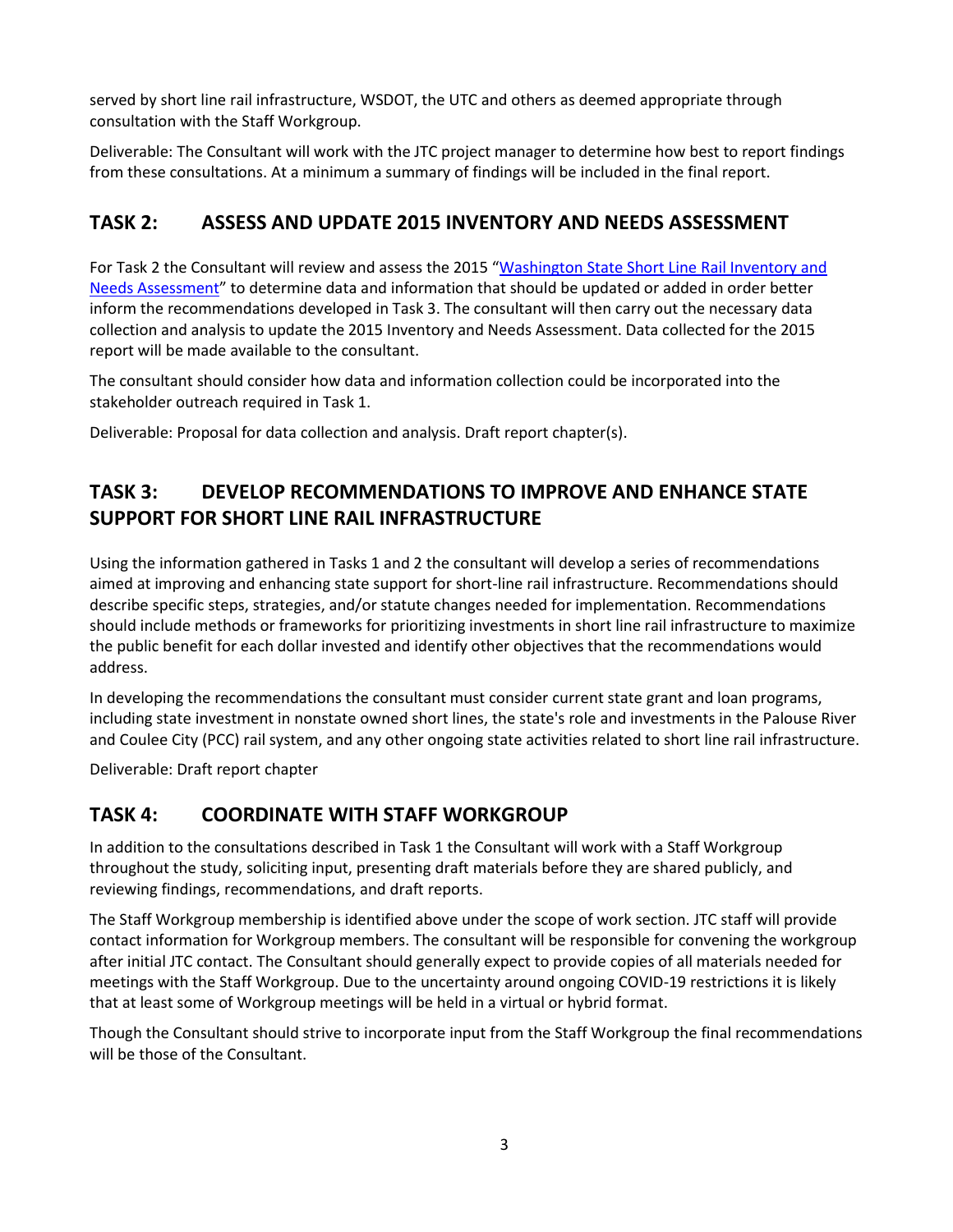served by short line rail infrastructure, WSDOT, the UTC and others as deemed appropriate through consultation with the Staff Workgroup.

Deliverable: The Consultant will work with the JTC project manager to determine how best to report findings from these consultations. At a minimum a summary of findings will be included in the final report.

## TASK 2: ASSESS AND UPDATE 2015 INVENTORY AND NEEDS ASSESSMENT

For Task 2 the Consultant will review and assess the 2015 "Washington State Short Line Rail Inventory and Needs Assessment" to determine data and information that should be updated or added in order better inform the recommendations developed in Task 3. The consultant will then carry out the necessary data collection and analysis to update the 2015 Inventory and Needs Assessment. Data collected for the 2015 report will be made available to the consultant.

The consultant should consider how data and information collection could be incorporated into the stakeholder outreach required in Task 1.

Deliverable: Proposal for data collection and analysis. Draft report chapter(s).

## TASK 3: DEVELOP RECOMMENDATIONS TO IMPROVE AND ENHANCE STATE SUPPORT FOR SHORT LINE RAIL INFRASTRUCTURE

Using the information gathered in Tasks 1 and 2 the consultant will develop a series of recommendations aimed at improving and enhancing state support for short-line rail infrastructure. Recommendations should describe specific steps, strategies, and/or statute changes needed for implementation. Recommendations should include methods or frameworks for prioritizing investments in short line rail infrastructure to maximize the public benefit for each dollar invested and identify other objectives that the recommendations would address.

In developing the recommendations the consultant must consider current state grant and loan programs, including state investment in nonstate owned short lines, the state's role and investments in the Palouse River and Coulee City (PCC) rail system, and any other ongoing state activities related to short line rail infrastructure.

Deliverable: Draft report chapter

## TASK 4: COORDINATE WITH STAFF WORKGROUP

In addition to the consultations described in Task 1 the Consultant will work with a Staff Workgroup throughout the study, soliciting input, presenting draft materials before they are shared publicly, and reviewing findings, recommendations, and draft reports.

The Staff Workgroup membership is identified above under the scope of work section. JTC staff will provide contact information for Workgroup members. The consultant will be responsible for convening the workgroup after initial JTC contact. The Consultant should generally expect to provide copies of all materials needed for meetings with the Staff Workgroup. Due to the uncertainty around ongoing COVID-19 restrictions it is likely that at least some of Workgroup meetings will be held in a virtual or hybrid format.

Though the Consultant should strive to incorporate input from the Staff Workgroup the final recommendations will be those of the Consultant.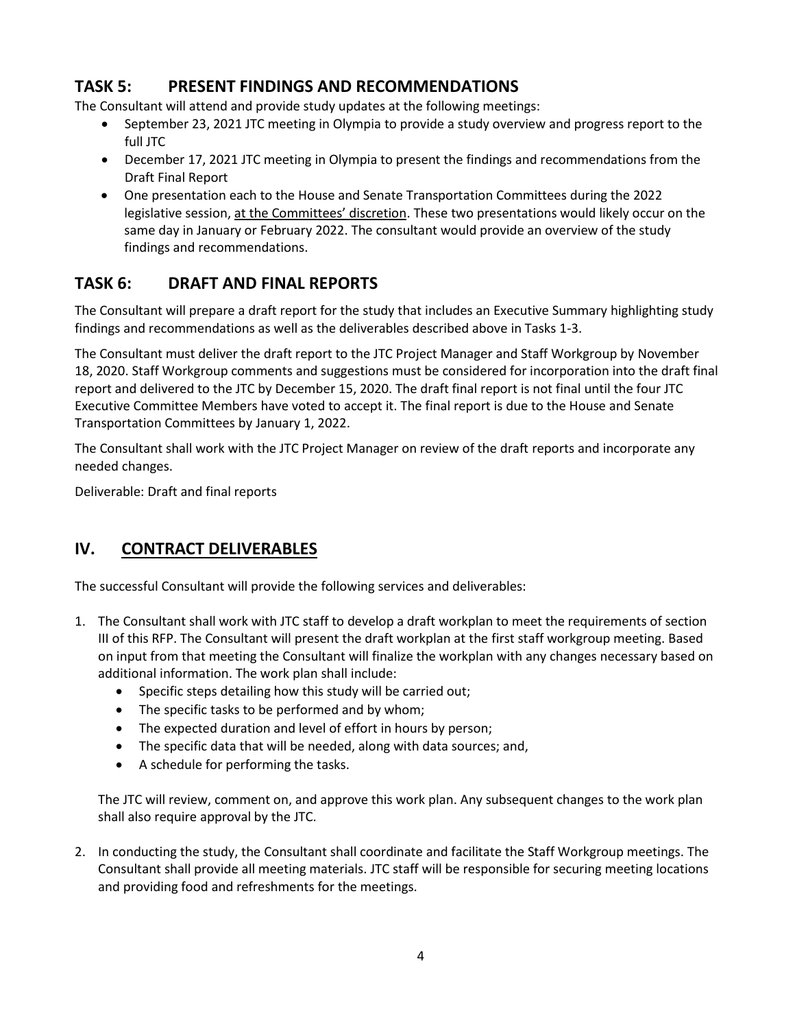## TASK 5: PRESENT FINDINGS AND RECOMMENDATIONS

The Consultant will attend and provide study updates at the following meetings:

- September 23, 2021 JTC meeting in Olympia to provide a study overview and progress report to the full JTC
- December 17, 2021 JTC meeting in Olympia to present the findings and recommendations from the Draft Final Report
- One presentation each to the House and Senate Transportation Committees during the 2022 legislative session, <u>at the Committees' discretion</u>. These two presentations would likely occur on the same day in January or February 2022. The consultant would provide an overview of the study findings and recommendations.

## TASK 6: DRAFT AND FINAL REPORTS

The Consultant will prepare a draft report for the study that includes an Executive Summary highlighting study findings and recommendations as well as the deliverables described above in Tasks 1-3.

The Consultant must deliver the draft report to the JTC Project Manager and Staff Workgroup by November 18, 2020. Staff Workgroup comments and suggestions must be considered for incorporation into the draft final report and delivered to the JTC by December 15, 2020. The draft final report is not final until the four JTC Executive Committee Members have voted to accept it. The final report is due to the House and Senate Transportation Committees by January 1, 2022.

The Consultant shall work with the JTC Project Manager on review of the draft reports and incorporate any needed changes.

Deliverable: Draft and final reports

# IV. <u>CONTRACT DELIVERABLES</u>

The successful Consultant will provide the following services and deliverables:

1. The Consultant shall work with JTC staff to develop a draft workplan to meet the requirements of section III of this RFP. The Consultant will present the draft workplan at the first staff workgroup meeting. Based on input from that meeting the Consultant will finalize the workplan with any changes necessary based on additional information. The work plan shall include:
   - Specific steps detailing how this study will be carried out;
   - The specific tasks to be performed and by whom;
   - The expected duration and level of effort in hours by person;
   - The specific data that will be needed, along with data sources; and,
   - A schedule for performing the tasks.

   The JTC will review, comment on, and approve this work plan. Any subsequent changes to the work plan shall also require approval by the JTC.

2. In conducting the study, the Consultant shall coordinate and facilitate the Staff Workgroup meetings. The Consultant shall provide all meeting materials. JTC staff will be responsible for securing meeting locations and providing food and refreshments for the meetings.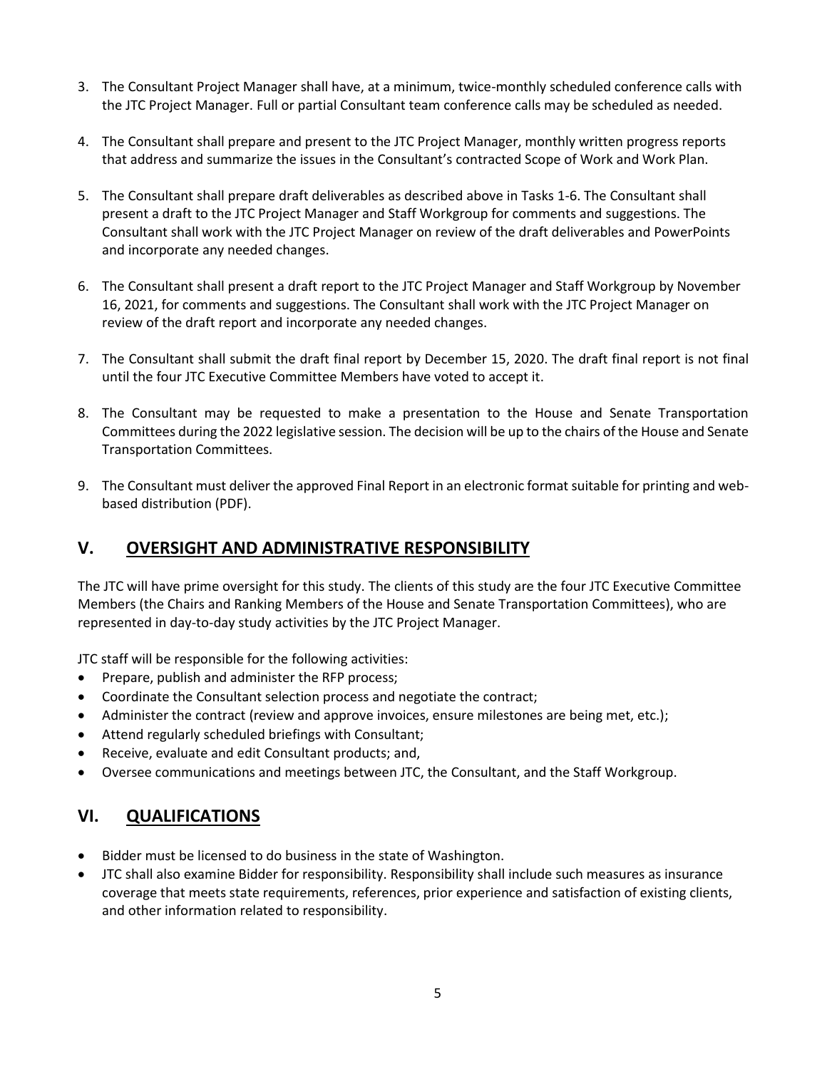3. The Consultant Project Manager shall have, at a minimum, twice-monthly scheduled conference calls with the JTC Project Manager. Full or partial Consultant team conference calls may be scheduled as needed.

4. The Consultant shall prepare and present to the JTC Project Manager, monthly written progress reports that address and summarize the issues in the Consultant's contracted Scope of Work and Work Plan.

5. The Consultant shall prepare draft deliverables as described above in Tasks 1-6. The Consultant shall present a draft to the JTC Project Manager and Staff Workgroup for comments and suggestions. The Consultant shall work with the JTC Project Manager on review of the draft deliverables and PowerPoints and incorporate any needed changes.

6. The Consultant shall present a draft report to the JTC Project Manager and Staff Workgroup by November 16, 2021, for comments and suggestions. The Consultant shall work with the JTC Project Manager on review of the draft report and incorporate any needed changes.

7. The Consultant shall submit the draft final report by December 15, 2020. The draft final report is not final until the four JTC Executive Committee Members have voted to accept it.

8. The Consultant may be requested to make a presentation to the House and Senate Transportation Committees during the 2022 legislative session. The decision will be up to the chairs of the House and Senate Transportation Committees.

9. The Consultant must deliver the approved Final Report in an electronic format suitable for printing and web-based distribution (PDF).

## V. OVERSIGHT AND ADMINISTRATIVE RESPONSIBILITY

The JTC will have prime oversight for this study. The clients of this study are the four JTC Executive Committee Members (the Chairs and Ranking Members of the House and Senate Transportation Committees), who are represented in day-to-day study activities by the JTC Project Manager.

JTC staff will be responsible for the following activities:

- Prepare, publish and administer the RFP process;
- Coordinate the Consultant selection process and negotiate the contract;
- Administer the contract (review and approve invoices, ensure milestones are being met, etc.);
- Attend regularly scheduled briefings with Consultant;
- Receive, evaluate and edit Consultant products; and,
- Oversee communications and meetings between JTC, the Consultant, and the Staff Workgroup.

## VI. QUALIFICATIONS

- Bidder must be licensed to do business in the state of Washington.
- JTC shall also examine Bidder for responsibility. Responsibility shall include such measures as insurance coverage that meets state requirements, references, prior experience and satisfaction of existing clients, and other information related to responsibility.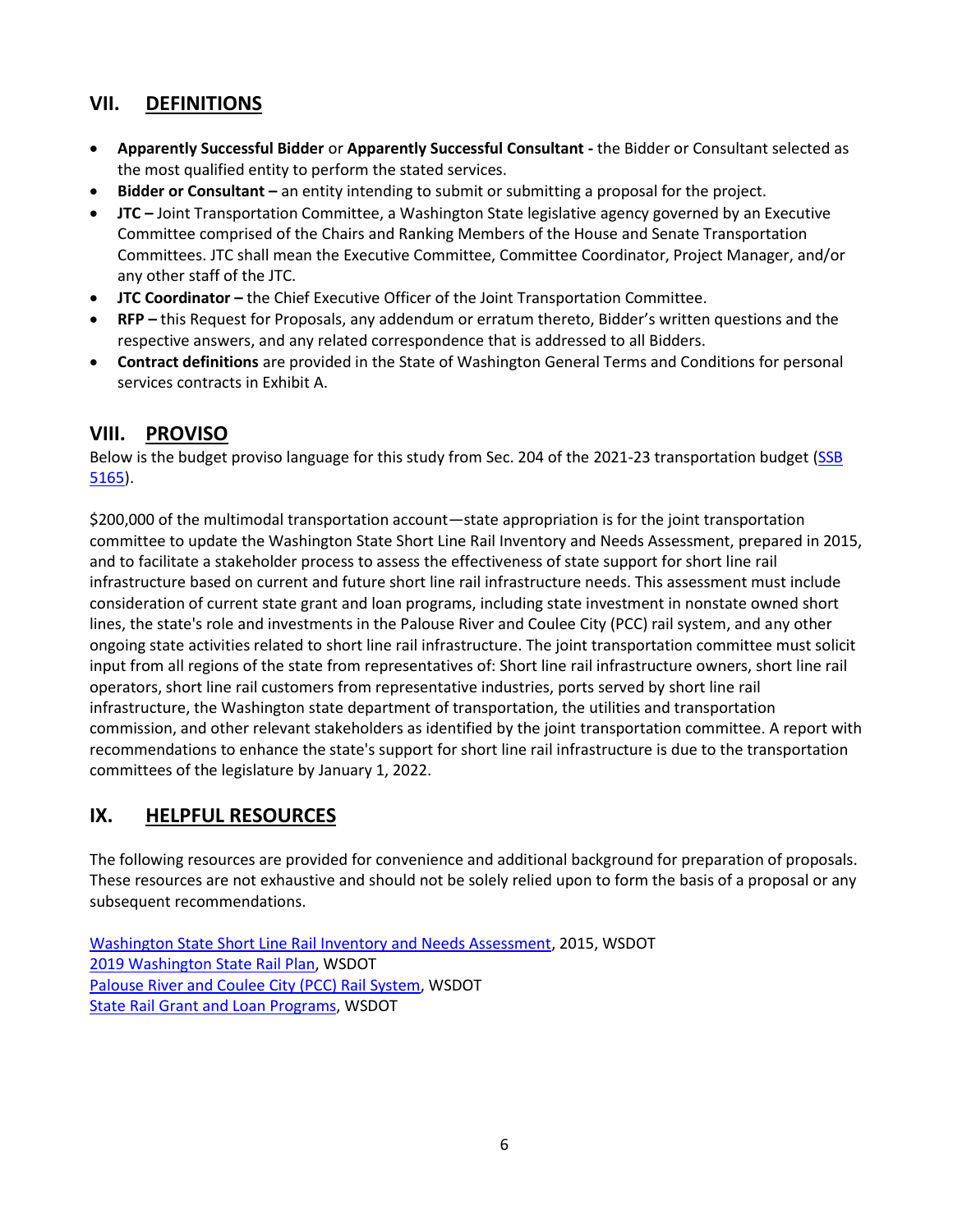## VII. DEFINITIONS

- **Apparently Successful Bidder** or **Apparently Successful Consultant -** the Bidder or Consultant selected as the most qualified entity to perform the stated services.
- **Bidder or Consultant –** an entity intending to submit or submitting a proposal for the project.
- **JTC –** Joint Transportation Committee, a Washington State legislative agency governed by an Executive Committee comprised of the Chairs and Ranking Members of the House and Senate Transportation Committees. JTC shall mean the Executive Committee, Committee Coordinator, Project Manager, and/or any other staff of the JTC.
- **JTC Coordinator –** the Chief Executive Officer of the Joint Transportation Committee.
- **RFP –** this Request for Proposals, any addendum or erratum thereto, Bidder's written questions and the respective answers, and any related correspondence that is addressed to all Bidders.
- **Contract definitions** are provided in the State of Washington General Terms and Conditions for personal services contracts in Exhibit A.

## VIII. PROVISO

Below is the budget proviso language for this study from Sec. 204 of the 2021-23 transportation budget (SSB 5165).

$200,000 of the multimodal transportation account—state appropriation is for the joint transportation committee to update the Washington State Short Line Rail Inventory and Needs Assessment, prepared in 2015, and to facilitate a stakeholder process to assess the effectiveness of state support for short line rail infrastructure based on current and future short line rail infrastructure needs. This assessment must include consideration of current state grant and loan programs, including state investment in nonstate owned short lines, the state's role and investments in the Palouse River and Coulee City (PCC) rail system, and any other ongoing state activities related to short line rail infrastructure. The joint transportation committee must solicit input from all regions of the state from representatives of: Short line rail infrastructure owners, short line rail operators, short line rail customers from representative industries, ports served by short line rail infrastructure, the Washington state department of transportation, the utilities and transportation commission, and other relevant stakeholders as identified by the joint transportation committee. A report with recommendations to enhance the state's support for short line rail infrastructure is due to the transportation committees of the legislature by January 1, 2022.

## IX. HELPFUL RESOURCES

The following resources are provided for convenience and additional background for preparation of proposals. These resources are not exhaustive and should not be solely relied upon to form the basis of a proposal or any subsequent recommendations.

Washington State Short Line Rail Inventory and Needs Assessment, 2015, WSDOT
2019 Washington State Rail Plan, WSDOT
Palouse River and Coulee City (PCC) Rail System, WSDOT
State Rail Grant and Loan Programs, WSDOT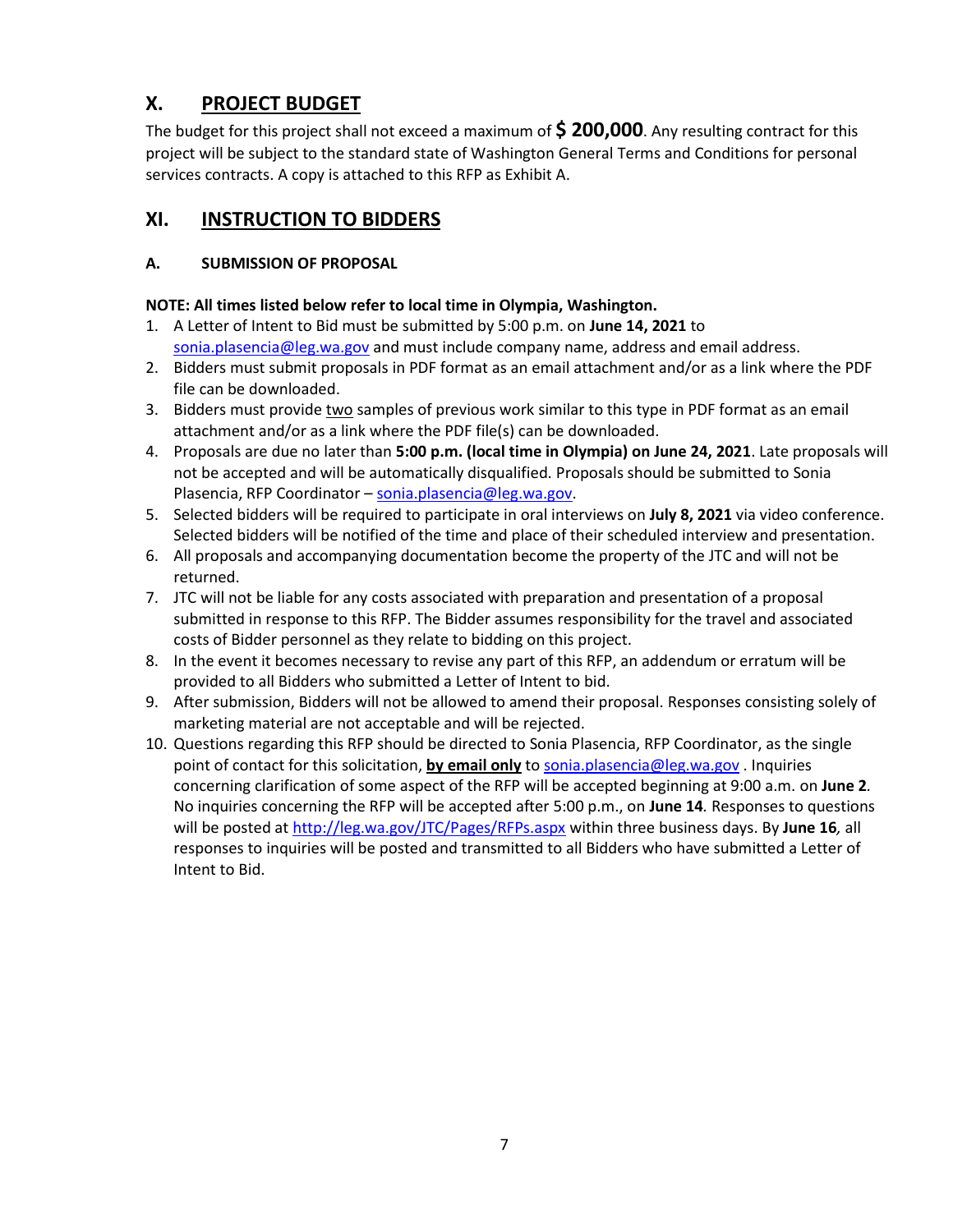## X. <u>PROJECT BUDGET</u>

The budget for this project shall not exceed a maximum of **$ 200,000**. Any resulting contract for this project will be subject to the standard state of Washington General Terms and Conditions for personal services contracts. A copy is attached to this RFP as Exhibit A.

## XI. <u>INSTRUCTION TO BIDDERS</u>

### A. SUBMISSION OF PROPOSAL

**NOTE: All times listed below refer to local time in Olympia, Washington.**

1. A Letter of Intent to Bid must be submitted by 5:00 p.m. on **June 14, 2021** to sonia.plasencia@leg.wa.gov and must include company name, address and email address.
2. Bidders must submit proposals in PDF format as an email attachment and/or as a link where the PDF file can be downloaded.
3. Bidders must provide <u>two</u> samples of previous work similar to this type in PDF format as an email attachment and/or as a link where the PDF file(s) can be downloaded.
4. Proposals are due no later than **5:00 p.m. (local time in Olympia) on June 24, 2021**. Late proposals will not be accepted and will be automatically disqualified. Proposals should be submitted to Sonia Plasencia, RFP Coordinator – sonia.plasencia@leg.wa.gov.
5. Selected bidders will be required to participate in oral interviews on **July 8, 2021** via video conference. Selected bidders will be notified of the time and place of their scheduled interview and presentation.
6. All proposals and accompanying documentation become the property of the JTC and will not be returned.
7. JTC will not be liable for any costs associated with preparation and presentation of a proposal submitted in response to this RFP. The Bidder assumes responsibility for the travel and associated costs of Bidder personnel as they relate to bidding on this project.
8. In the event it becomes necessary to revise any part of this RFP, an addendum or erratum will be provided to all Bidders who submitted a Letter of Intent to bid.
9. After submission, Bidders will not be allowed to amend their proposal. Responses consisting solely of marketing material are not acceptable and will be rejected.
10. Questions regarding this RFP should be directed to Sonia Plasencia, RFP Coordinator, as the single point of contact for this solicitation, <u>**by email only**</u> to sonia.plasencia@leg.wa.gov . Inquiries concerning clarification of some aspect of the RFP will be accepted beginning at 9:00 a.m. on **June 2***.* No inquiries concerning the RFP will be accepted after 5:00 p.m., on **June 14***.* Responses to questions will be posted at http://leg.wa.gov/JTC/Pages/RFPs.aspx within three business days. By **June 16***,* all responses to inquiries will be posted and transmitted to all Bidders who have submitted a Letter of Intent to Bid.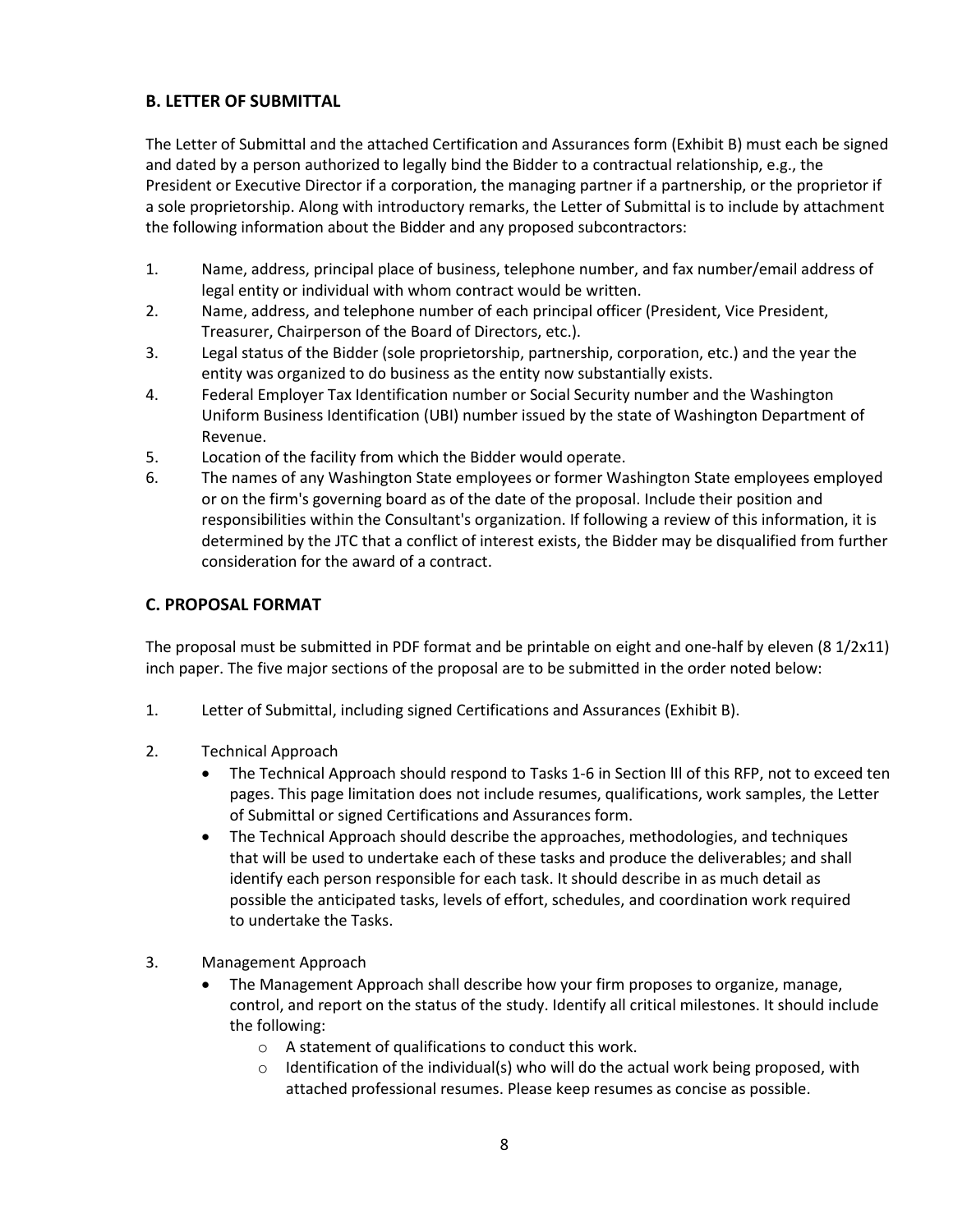## B. LETTER OF SUBMITTAL

The Letter of Submittal and the attached Certification and Assurances form (Exhibit B) must each be signed and dated by a person authorized to legally bind the Bidder to a contractual relationship, e.g., the President or Executive Director if a corporation, the managing partner if a partnership, or the proprietor if a sole proprietorship. Along with introductory remarks, the Letter of Submittal is to include by attachment the following information about the Bidder and any proposed subcontractors:

1. Name, address, principal place of business, telephone number, and fax number/email address of legal entity or individual with whom contract would be written.
2. Name, address, and telephone number of each principal officer (President, Vice President, Treasurer, Chairperson of the Board of Directors, etc.).
3. Legal status of the Bidder (sole proprietorship, partnership, corporation, etc.) and the year the entity was organized to do business as the entity now substantially exists.
4. Federal Employer Tax Identification number or Social Security number and the Washington Uniform Business Identification (UBI) number issued by the state of Washington Department of Revenue.
5. Location of the facility from which the Bidder would operate.
6. The names of any Washington State employees or former Washington State employees employed or on the firm's governing board as of the date of the proposal. Include their position and responsibilities within the Consultant's organization. If following a review of this information, it is determined by the JTC that a conflict of interest exists, the Bidder may be disqualified from further consideration for the award of a contract.

## C. PROPOSAL FORMAT

The proposal must be submitted in PDF format and be printable on eight and one-half by eleven (8 1/2x11) inch paper. The five major sections of the proposal are to be submitted in the order noted below:

1. Letter of Submittal, including signed Certifications and Assurances (Exhibit B).

2. Technical Approach
   - The Technical Approach should respond to Tasks 1-6 in Section lll of this RFP, not to exceed ten pages. This page limitation does not include resumes, qualifications, work samples, the Letter of Submittal or signed Certifications and Assurances form.
   - The Technical Approach should describe the approaches, methodologies, and techniques that will be used to undertake each of these tasks and produce the deliverables; and shall identify each person responsible for each task. It should describe in as much detail as possible the anticipated tasks, levels of effort, schedules, and coordination work required to undertake the Tasks.

3. Management Approach
   - The Management Approach shall describe how your firm proposes to organize, manage, control, and report on the status of the study. Identify all critical milestones. It should include the following:
     - A statement of qualifications to conduct this work.
     - Identification of the individual(s) who will do the actual work being proposed, with attached professional resumes. Please keep resumes as concise as possible.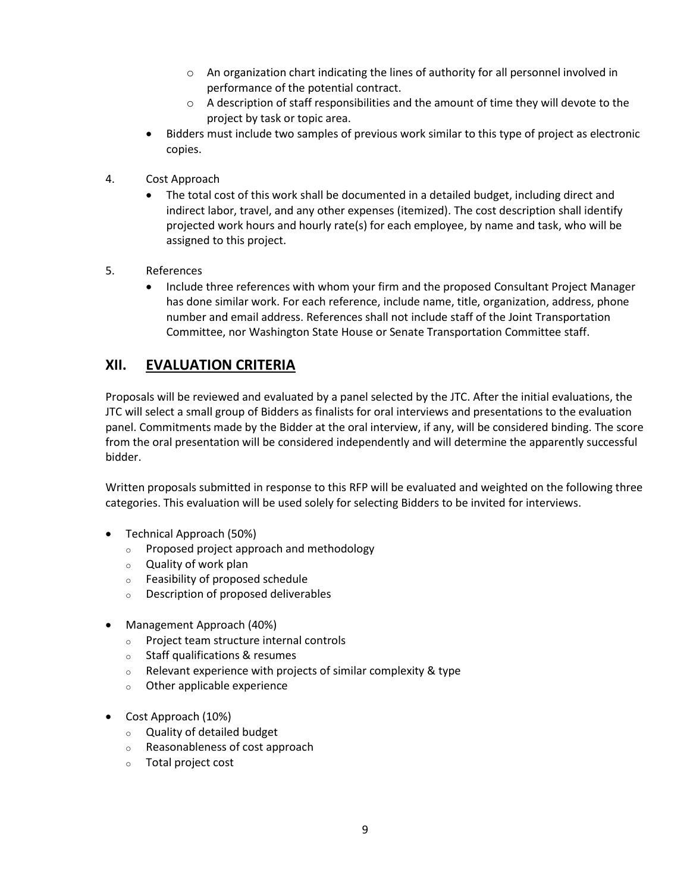- An organization chart indicating the lines of authority for all personnel involved in performance of the potential contract.
   - A description of staff responsibilities and the amount of time they will devote to the project by task or topic area.
- Bidders must include two samples of previous work similar to this type of project as electronic copies.

4. Cost Approach
   - The total cost of this work shall be documented in a detailed budget, including direct and indirect labor, travel, and any other expenses (itemized). The cost description shall identify projected work hours and hourly rate(s) for each employee, by name and task, who will be assigned to this project.

5. References
   - Include three references with whom your firm and the proposed Consultant Project Manager has done similar work. For each reference, include name, title, organization, address, phone number and email address. References shall not include staff of the Joint Transportation Committee, nor Washington State House or Senate Transportation Committee staff.

## XII. EVALUATION CRITERIA

Proposals will be reviewed and evaluated by a panel selected by the JTC. After the initial evaluations, the JTC will select a small group of Bidders as finalists for oral interviews and presentations to the evaluation panel. Commitments made by the Bidder at the oral interview, if any, will be considered binding. The score from the oral presentation will be considered independently and will determine the apparently successful bidder.

Written proposals submitted in response to this RFP will be evaluated and weighted on the following three categories. This evaluation will be used solely for selecting Bidders to be invited for interviews.

- Technical Approach (50%)
  - Proposed project approach and methodology
  - Quality of work plan
  - Feasibility of proposed schedule
  - Description of proposed deliverables

- Management Approach (40%)
  - Project team structure internal controls
  - Staff qualifications & resumes
  - Relevant experience with projects of similar complexity & type
  - Other applicable experience

- Cost Approach (10%)
  - Quality of detailed budget
  - Reasonableness of cost approach
  - Total project cost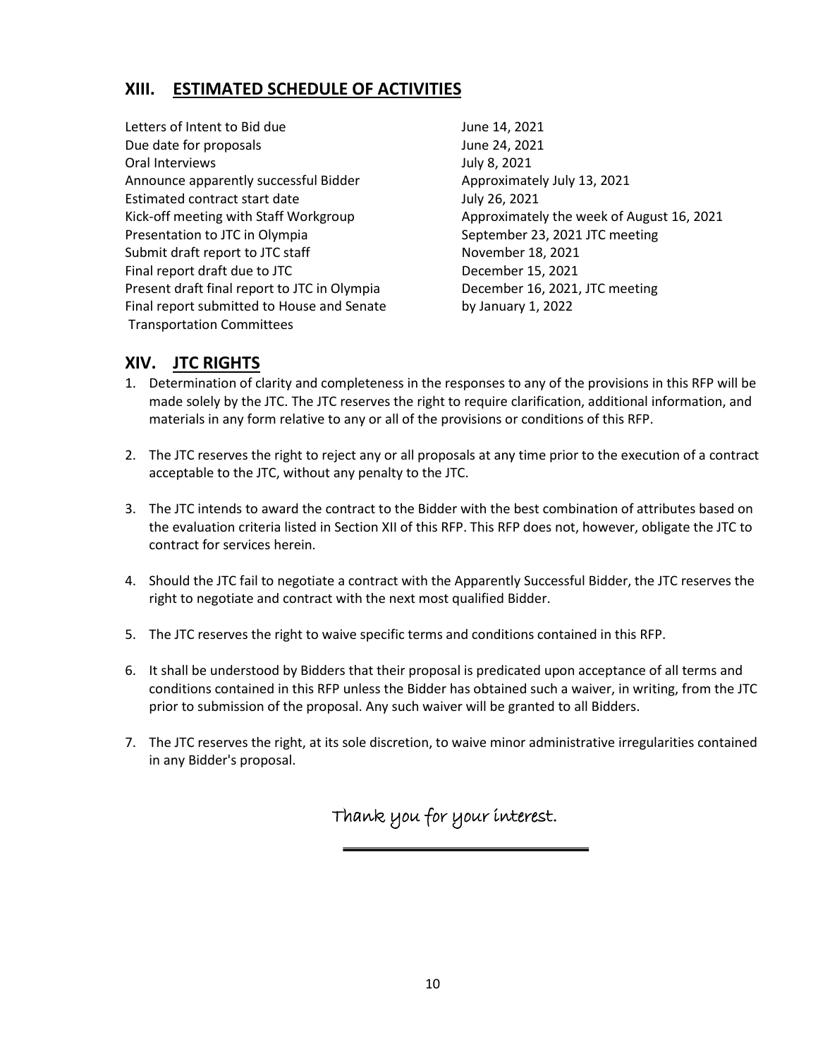## XIII. ESTIMATED SCHEDULE OF ACTIVITIES

| Activity | Date |
|---|---|
| Letters of Intent to Bid due | June 14, 2021 |
| Due date for proposals | June 24, 2021 |
| Oral Interviews | July 8, 2021 |
| Announce apparently successful Bidder | Approximately July 13, 2021 |
| Estimated contract start date | July 26, 2021 |
| Kick-off meeting with Staff Workgroup | Approximately the week of August 16, 2021 |
| Presentation to JTC in Olympia | September 23, 2021 JTC meeting |
| Submit draft report to JTC staff | November 18, 2021 |
| Final report draft due to JTC | December 15, 2021 |
| Present draft final report to JTC in Olympia | December 16, 2021, JTC meeting |
| Final report submitted to House and Senate Transportation Committees | by January 1, 2022 |

## XIV. JTC RIGHTS

1. Determination of clarity and completeness in the responses to any of the provisions in this RFP will be made solely by the JTC. The JTC reserves the right to require clarification, additional information, and materials in any form relative to any or all of the provisions or conditions of this RFP.

2. The JTC reserves the right to reject any or all proposals at any time prior to the execution of a contract acceptable to the JTC, without any penalty to the JTC.

3. The JTC intends to award the contract to the Bidder with the best combination of attributes based on the evaluation criteria listed in Section XII of this RFP. This RFP does not, however, obligate the JTC to contract for services herein.

4. Should the JTC fail to negotiate a contract with the Apparently Successful Bidder, the JTC reserves the right to negotiate and contract with the next most qualified Bidder.

5. The JTC reserves the right to waive specific terms and conditions contained in this RFP.

6. It shall be understood by Bidders that their proposal is predicated upon acceptance of all terms and conditions contained in this RFP unless the Bidder has obtained such a waiver, in writing, from the JTC prior to submission of the proposal. Any such waiver will be granted to all Bidders.

7. The JTC reserves the right, at its sole discretion, to waive minor administrative irregularities contained in any Bidder's proposal.

*Thank you for your interest.*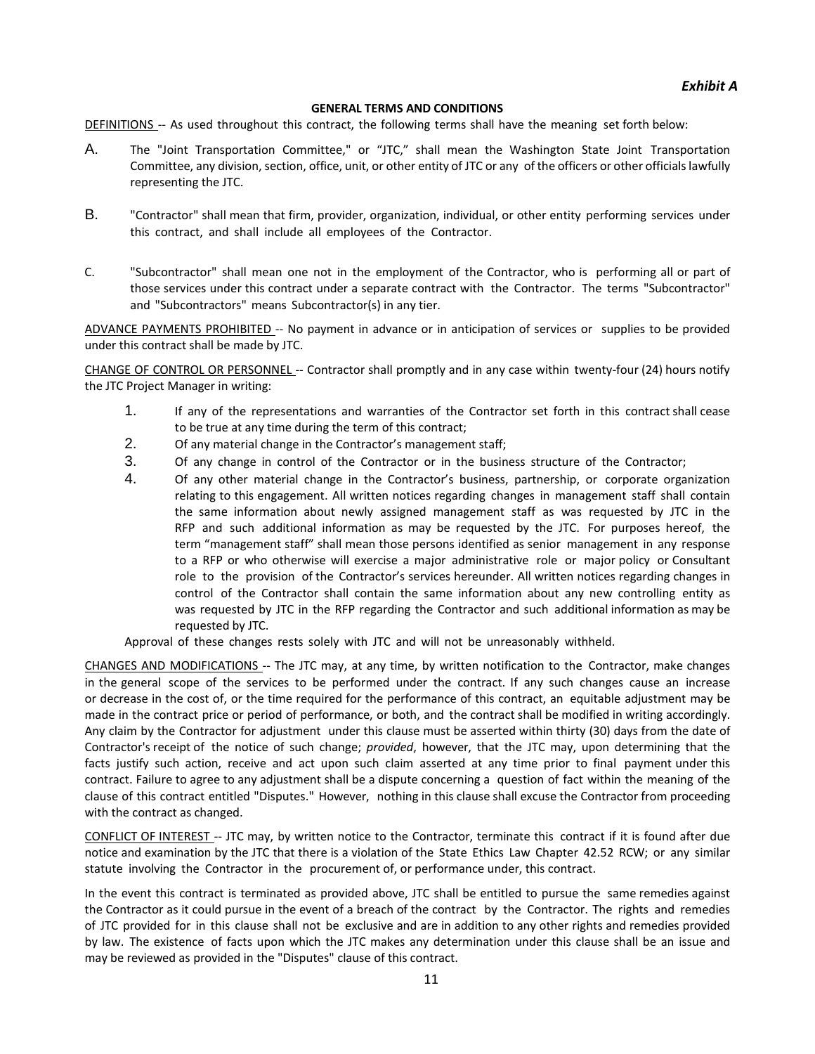*Exhibit A*

**GENERAL TERMS AND CONDITIONS**

DEFINITIONS -- As used throughout this contract, the following terms shall have the meaning set forth below:

A. The "Joint Transportation Committee," or "JTC," shall mean the Washington State Joint Transportation Committee, any division, section, office, unit, or other entity of JTC or any of the officers or other officials lawfully representing the JTC.

B. "Contractor" shall mean that firm, provider, organization, individual, or other entity performing services under this contract, and shall include all employees of the Contractor.

C. "Subcontractor" shall mean one not in the employment of the Contractor, who is performing all or part of those services under this contract under a separate contract with the Contractor. The terms "Subcontractor" and "Subcontractors" means Subcontractor(s) in any tier.

ADVANCE PAYMENTS PROHIBITED -- No payment in advance or in anticipation of services or supplies to be provided under this contract shall be made by JTC.

CHANGE OF CONTROL OR PERSONNEL -- Contractor shall promptly and in any case within twenty-four (24) hours notify the JTC Project Manager in writing:

1. If any of the representations and warranties of the Contractor set forth in this contract shall cease to be true at any time during the term of this contract;
2. Of any material change in the Contractor's management staff;
3. Of any change in control of the Contractor or in the business structure of the Contractor;
4. Of any other material change in the Contractor's business, partnership, or corporate organization relating to this engagement. All written notices regarding changes in management staff shall contain the same information about newly assigned management staff as was requested by JTC in the RFP and such additional information as may be requested by the JTC. For purposes hereof, the term "management staff" shall mean those persons identified as senior management in any response to a RFP or who otherwise will exercise a major administrative role or major policy or Consultant role to the provision of the Contractor's services hereunder. All written notices regarding changes in control of the Contractor shall contain the same information about any new controlling entity as was requested by JTC in the RFP regarding the Contractor and such additional information as may be requested by JTC.

Approval of these changes rests solely with JTC and will not be unreasonably withheld.

CHANGES AND MODIFICATIONS -- The JTC may, at any time, by written notification to the Contractor, make changes in the general scope of the services to be performed under the contract. If any such changes cause an increase or decrease in the cost of, or the time required for the performance of this contract, an equitable adjustment may be made in the contract price or period of performance, or both, and the contract shall be modified in writing accordingly. Any claim by the Contractor for adjustment under this clause must be asserted within thirty (30) days from the date of Contractor's receipt of the notice of such change; *provided*, however, that the JTC may, upon determining that the facts justify such action, receive and act upon such claim asserted at any time prior to final payment under this contract. Failure to agree to any adjustment shall be a dispute concerning a question of fact within the meaning of the clause of this contract entitled "Disputes." However, nothing in this clause shall excuse the Contractor from proceeding with the contract as changed.

CONFLICT OF INTEREST -- JTC may, by written notice to the Contractor, terminate this contract if it is found after due notice and examination by the JTC that there is a violation of the State Ethics Law Chapter 42.52 RCW; or any similar statute involving the Contractor in the procurement of, or performance under, this contract.

In the event this contract is terminated as provided above, JTC shall be entitled to pursue the same remedies against the Contractor as it could pursue in the event of a breach of the contract by the Contractor. The rights and remedies of JTC provided for in this clause shall not be exclusive and are in addition to any other rights and remedies provided by law. The existence of facts upon which the JTC makes any determination under this clause shall be an issue and may be reviewed as provided in the "Disputes" clause of this contract.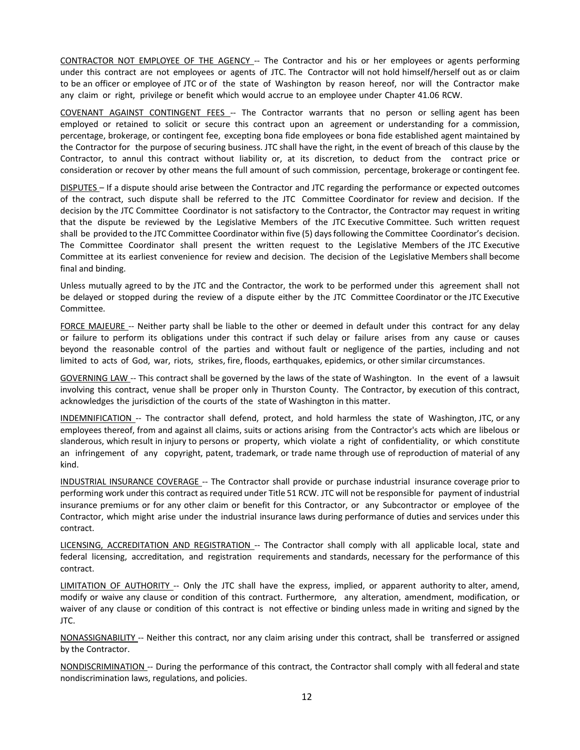<u>CONTRACTOR NOT EMPLOYEE OF THE AGENCY</u> -- The Contractor and his or her employees or agents performing under this contract are not employees or agents of JTC. The Contractor will not hold himself/herself out as or claim to be an officer or employee of JTC or of the state of Washington by reason hereof, nor will the Contractor make any claim or right, privilege or benefit which would accrue to an employee under Chapter 41.06 RCW.

<u>COVENANT AGAINST CONTINGENT FEES</u> -- The Contractor warrants that no person or selling agent has been employed or retained to solicit or secure this contract upon an agreement or understanding for a commission, percentage, brokerage, or contingent fee, excepting bona fide employees or bona fide established agent maintained by the Contractor for the purpose of securing business. JTC shall have the right, in the event of breach of this clause by the Contractor, to annul this contract without liability or, at its discretion, to deduct from the contract price or consideration or recover by other means the full amount of such commission, percentage, brokerage or contingent fee.

<u>DISPUTES</u> – If a dispute should arise between the Contractor and JTC regarding the performance or expected outcomes of the contract, such dispute shall be referred to the JTC Committee Coordinator for review and decision. If the decision by the JTC Committee Coordinator is not satisfactory to the Contractor, the Contractor may request in writing that the dispute be reviewed by the Legislative Members of the JTC Executive Committee. Such written request shall be provided to the JTC Committee Coordinator within five (5) days following the Committee Coordinator's decision. The Committee Coordinator shall present the written request to the Legislative Members of the JTC Executive Committee at its earliest convenience for review and decision. The decision of the Legislative Members shall become final and binding.

Unless mutually agreed to by the JTC and the Contractor, the work to be performed under this agreement shall not be delayed or stopped during the review of a dispute either by the JTC Committee Coordinator or the JTC Executive Committee.

<u>FORCE MAJEURE</u> -- Neither party shall be liable to the other or deemed in default under this contract for any delay or failure to perform its obligations under this contract if such delay or failure arises from any cause or causes beyond the reasonable control of the parties and without fault or negligence of the parties, including and not limited to acts of God, war, riots, strikes, fire, floods, earthquakes, epidemics, or other similar circumstances.

<u>GOVERNING LAW</u> -- This contract shall be governed by the laws of the state of Washington. In the event of a lawsuit involving this contract, venue shall be proper only in Thurston County. The Contractor, by execution of this contract, acknowledges the jurisdiction of the courts of the state of Washington in this matter.

<u>INDEMNIFICATION</u> -- The contractor shall defend, protect, and hold harmless the state of Washington, JTC, or any employees thereof, from and against all claims, suits or actions arising from the Contractor's acts which are libelous or slanderous, which result in injury to persons or property, which violate a right of confidentiality, or which constitute an infringement of any copyright, patent, trademark, or trade name through use of reproduction of material of any kind.

<u>INDUSTRIAL INSURANCE COVERAGE</u> -- The Contractor shall provide or purchase industrial insurance coverage prior to performing work under this contract as required under Title 51 RCW. JTC will not be responsible for payment of industrial insurance premiums or for any other claim or benefit for this Contractor, or any Subcontractor or employee of the Contractor, which might arise under the industrial insurance laws during performance of duties and services under this contract.

<u>LICENSING, ACCREDITATION AND REGISTRATION</u> -- The Contractor shall comply with all applicable local, state and federal licensing, accreditation, and registration requirements and standards, necessary for the performance of this contract.

<u>LIMITATION OF AUTHORITY</u> -- Only the JTC shall have the express, implied, or apparent authority to alter, amend, modify or waive any clause or condition of this contract. Furthermore, any alteration, amendment, modification, or waiver of any clause or condition of this contract is not effective or binding unless made in writing and signed by the JTC.

<u>NONASSIGNABILITY</u> -- Neither this contract, nor any claim arising under this contract, shall be transferred or assigned by the Contractor.

<u>NONDISCRIMINATION</u> -- During the performance of this contract, the Contractor shall comply with all federal and state nondiscrimination laws, regulations, and policies.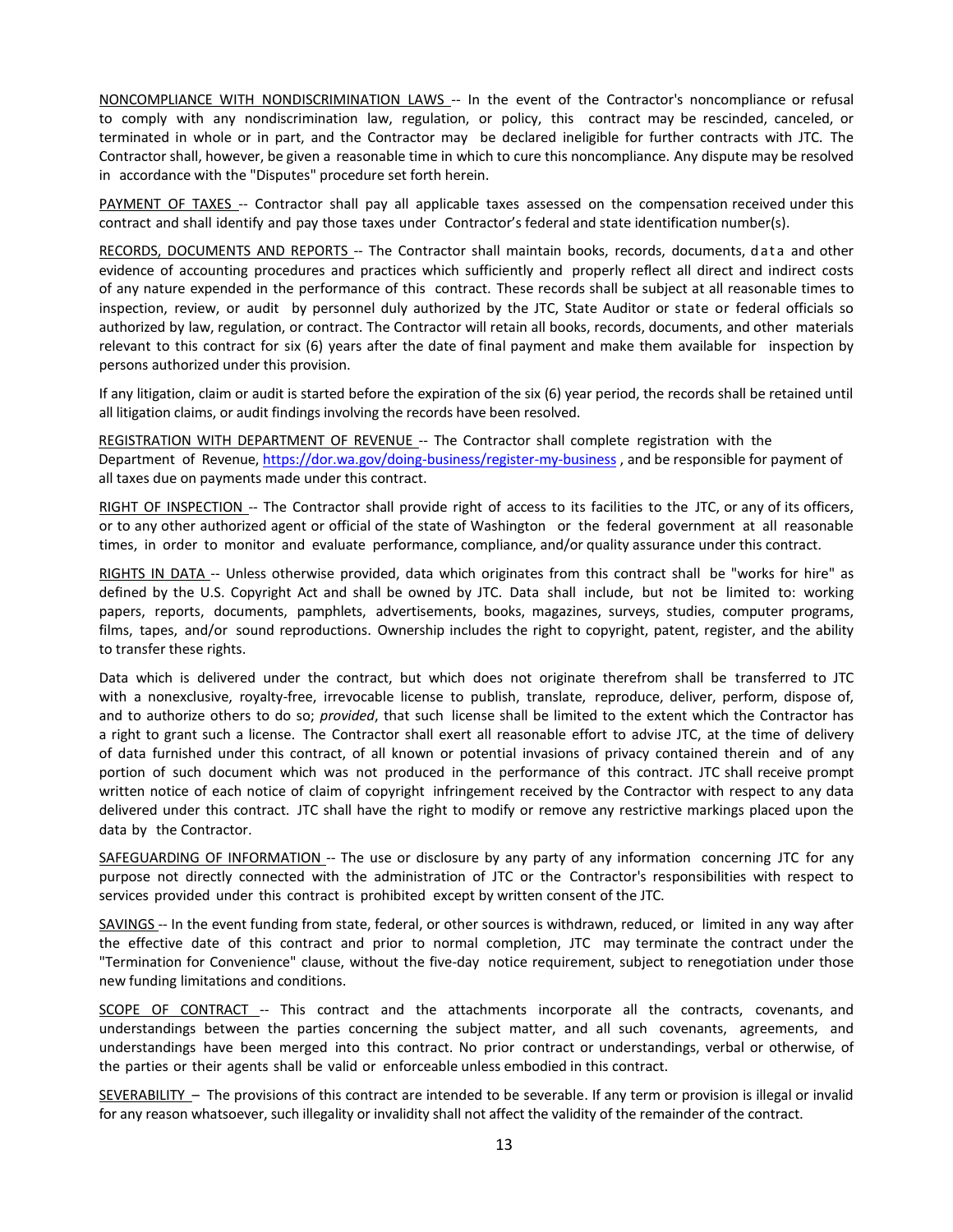NONCOMPLIANCE WITH NONDISCRIMINATION LAWS -- In the event of the Contractor's noncompliance or refusal to comply with any nondiscrimination law, regulation, or policy, this contract may be rescinded, canceled, or terminated in whole or in part, and the Contractor may be declared ineligible for further contracts with JTC. The Contractor shall, however, be given a reasonable time in which to cure this noncompliance. Any dispute may be resolved in accordance with the "Disputes" procedure set forth herein.

PAYMENT OF TAXES -- Contractor shall pay all applicable taxes assessed on the compensation received under this contract and shall identify and pay those taxes under Contractor's federal and state identification number(s).

RECORDS, DOCUMENTS AND REPORTS -- The Contractor shall maintain books, records, documents, data and other evidence of accounting procedures and practices which sufficiently and properly reflect all direct and indirect costs of any nature expended in the performance of this contract. These records shall be subject at all reasonable times to inspection, review, or audit by personnel duly authorized by the JTC, State Auditor or state or federal officials so authorized by law, regulation, or contract. The Contractor will retain all books, records, documents, and other materials relevant to this contract for six (6) years after the date of final payment and make them available for inspection by persons authorized under this provision.

If any litigation, claim or audit is started before the expiration of the six (6) year period, the records shall be retained until all litigation claims, or audit findings involving the records have been resolved.

REGISTRATION WITH DEPARTMENT OF REVENUE -- The Contractor shall complete registration with the Department of Revenue, https://dor.wa.gov/doing-business/register-my-business , and be responsible for payment of all taxes due on payments made under this contract.

RIGHT OF INSPECTION -- The Contractor shall provide right of access to its facilities to the JTC, or any of its officers, or to any other authorized agent or official of the state of Washington or the federal government at all reasonable times, in order to monitor and evaluate performance, compliance, and/or quality assurance under this contract.

RIGHTS IN DATA -- Unless otherwise provided, data which originates from this contract shall be "works for hire" as defined by the U.S. Copyright Act and shall be owned by JTC. Data shall include, but not be limited to: working papers, reports, documents, pamphlets, advertisements, books, magazines, surveys, studies, computer programs, films, tapes, and/or sound reproductions. Ownership includes the right to copyright, patent, register, and the ability to transfer these rights.

Data which is delivered under the contract, but which does not originate therefrom shall be transferred to JTC with a nonexclusive, royalty-free, irrevocable license to publish, translate, reproduce, deliver, perform, dispose of, and to authorize others to do so; *provided*, that such license shall be limited to the extent which the Contractor has a right to grant such a license. The Contractor shall exert all reasonable effort to advise JTC, at the time of delivery of data furnished under this contract, of all known or potential invasions of privacy contained therein and of any portion of such document which was not produced in the performance of this contract. JTC shall receive prompt written notice of each notice of claim of copyright infringement received by the Contractor with respect to any data delivered under this contract. JTC shall have the right to modify or remove any restrictive markings placed upon the data by the Contractor.

SAFEGUARDING OF INFORMATION -- The use or disclosure by any party of any information concerning JTC for any purpose not directly connected with the administration of JTC or the Contractor's responsibilities with respect to services provided under this contract is prohibited except by written consent of the JTC.

SAVINGS -- In the event funding from state, federal, or other sources is withdrawn, reduced, or limited in any way after the effective date of this contract and prior to normal completion, JTC may terminate the contract under the "Termination for Convenience" clause, without the five-day notice requirement, subject to renegotiation under those new funding limitations and conditions.

SCOPE OF CONTRACT -- This contract and the attachments incorporate all the contracts, covenants, and understandings between the parties concerning the subject matter, and all such covenants, agreements, and understandings have been merged into this contract. No prior contract or understandings, verbal or otherwise, of the parties or their agents shall be valid or enforceable unless embodied in this contract.

SEVERABILITY – The provisions of this contract are intended to be severable. If any term or provision is illegal or invalid for any reason whatsoever, such illegality or invalidity shall not affect the validity of the remainder of the contract.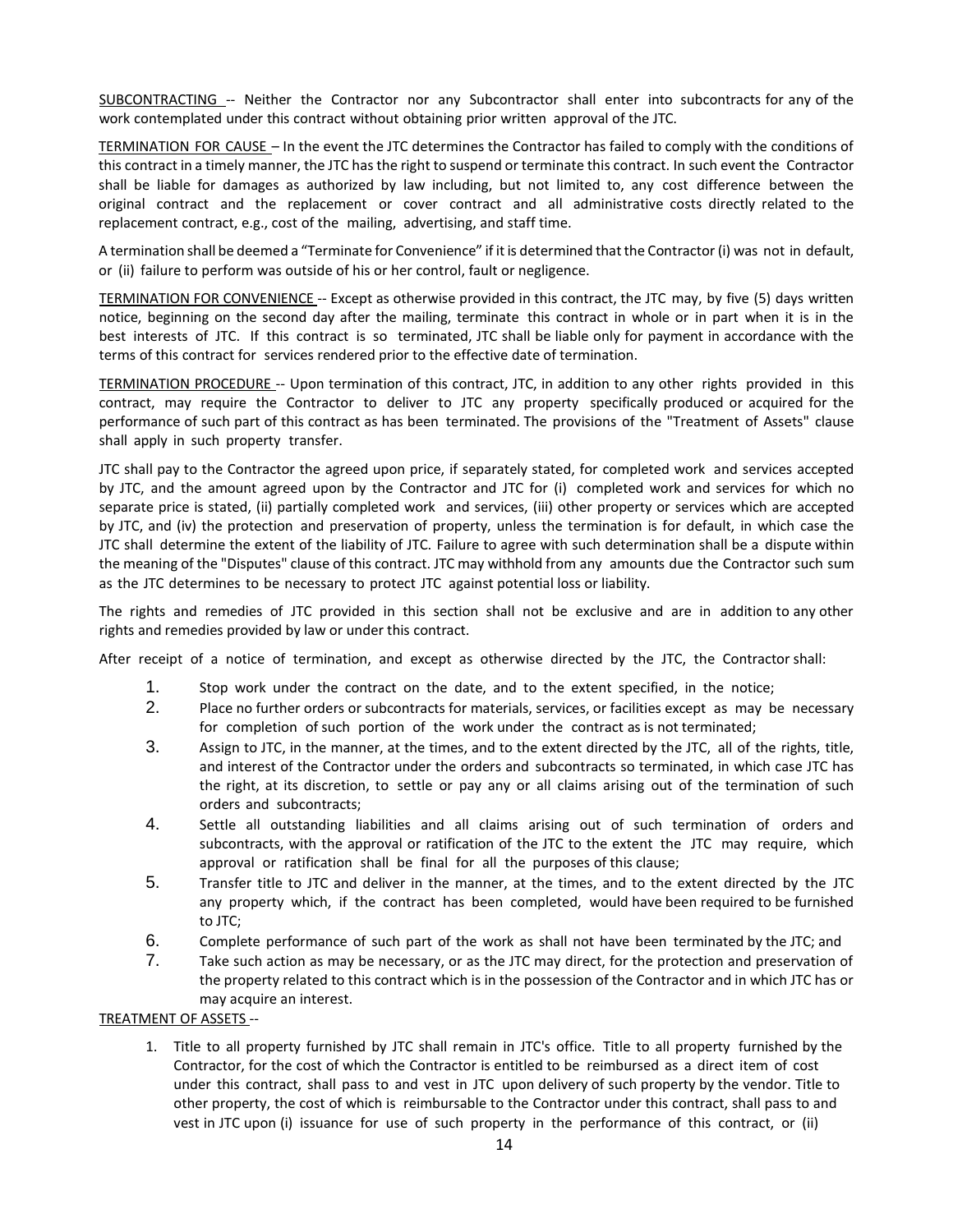<u>SUBCONTRACTING</u> -- Neither the Contractor nor any Subcontractor shall enter into subcontracts for any of the work contemplated under this contract without obtaining prior written approval of the JTC.

<u>TERMINATION FOR CAUSE</u> – In the event the JTC determines the Contractor has failed to comply with the conditions of this contract in a timely manner, the JTC has the right to suspend or terminate this contract. In such event the Contractor shall be liable for damages as authorized by law including, but not limited to, any cost difference between the original contract and the replacement or cover contract and all administrative costs directly related to the replacement contract, e.g., cost of the mailing, advertising, and staff time.

A termination shall be deemed a "Terminate for Convenience" if it is determined that the Contractor (i) was not in default, or (ii) failure to perform was outside of his or her control, fault or negligence.

<u>TERMINATION FOR CONVENIENCE</u> -- Except as otherwise provided in this contract, the JTC may, by five (5) days written notice, beginning on the second day after the mailing, terminate this contract in whole or in part when it is in the best interests of JTC. If this contract is so terminated, JTC shall be liable only for payment in accordance with the terms of this contract for services rendered prior to the effective date of termination.

<u>TERMINATION PROCEDURE</u> -- Upon termination of this contract, JTC, in addition to any other rights provided in this contract, may require the Contractor to deliver to JTC any property specifically produced or acquired for the performance of such part of this contract as has been terminated. The provisions of the "Treatment of Assets" clause shall apply in such property transfer.

JTC shall pay to the Contractor the agreed upon price, if separately stated, for completed work and services accepted by JTC, and the amount agreed upon by the Contractor and JTC for (i) completed work and services for which no separate price is stated, (ii) partially completed work and services, (iii) other property or services which are accepted by JTC, and (iv) the protection and preservation of property, unless the termination is for default, in which case the JTC shall determine the extent of the liability of JTC. Failure to agree with such determination shall be a dispute within the meaning of the "Disputes" clause of this contract. JTC may withhold from any amounts due the Contractor such sum as the JTC determines to be necessary to protect JTC against potential loss or liability.

The rights and remedies of JTC provided in this section shall not be exclusive and are in addition to any other rights and remedies provided by law or under this contract.

After receipt of a notice of termination, and except as otherwise directed by the JTC, the Contractor shall:

1. Stop work under the contract on the date, and to the extent specified, in the notice;
2. Place no further orders or subcontracts for materials, services, or facilities except as may be necessary for completion of such portion of the work under the contract as is not terminated;
3. Assign to JTC, in the manner, at the times, and to the extent directed by the JTC, all of the rights, title, and interest of the Contractor under the orders and subcontracts so terminated, in which case JTC has the right, at its discretion, to settle or pay any or all claims arising out of the termination of such orders and subcontracts;
4. Settle all outstanding liabilities and all claims arising out of such termination of orders and subcontracts, with the approval or ratification of the JTC to the extent the JTC may require, which approval or ratification shall be final for all the purposes of this clause;
5. Transfer title to JTC and deliver in the manner, at the times, and to the extent directed by the JTC any property which, if the contract has been completed, would have been required to be furnished to JTC;
6. Complete performance of such part of the work as shall not have been terminated by the JTC; and
7. Take such action as may be necessary, or as the JTC may direct, for the protection and preservation of the property related to this contract which is in the possession of the Contractor and in which JTC has or may acquire an interest.

<u>TREATMENT OF ASSETS</u> --

1. Title to all property furnished by JTC shall remain in JTC's office. Title to all property furnished by the Contractor, for the cost of which the Contractor is entitled to be reimbursed as a direct item of cost under this contract, shall pass to and vest in JTC upon delivery of such property by the vendor. Title to other property, the cost of which is reimbursable to the Contractor under this contract, shall pass to and vest in JTC upon (i) issuance for use of such property in the performance of this contract, or (ii)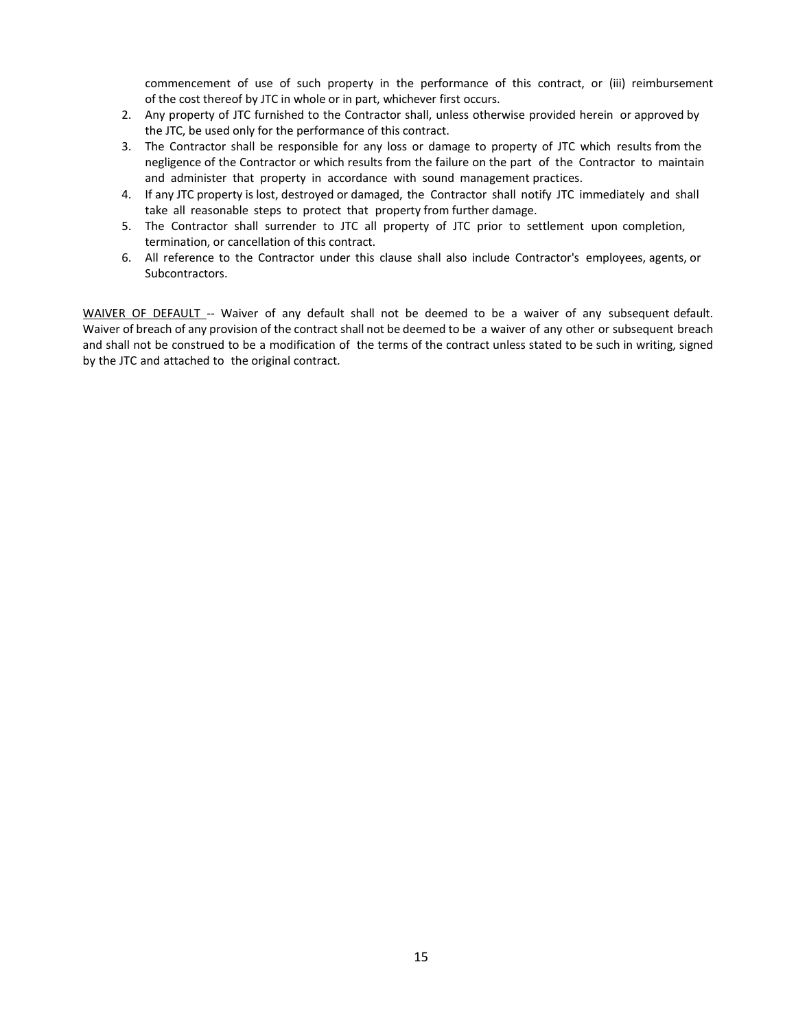commencement of use of such property in the performance of this contract, or (iii) reimbursement of the cost thereof by JTC in whole or in part, whichever first occurs.

2. Any property of JTC furnished to the Contractor shall, unless otherwise provided herein or approved by the JTC, be used only for the performance of this contract.
3. The Contractor shall be responsible for any loss or damage to property of JTC which results from the negligence of the Contractor or which results from the failure on the part of the Contractor to maintain and administer that property in accordance with sound management practices.
4. If any JTC property is lost, destroyed or damaged, the Contractor shall notify JTC immediately and shall take all reasonable steps to protect that property from further damage.
5. The Contractor shall surrender to JTC all property of JTC prior to settlement upon completion, termination, or cancellation of this contract.
6. All reference to the Contractor under this clause shall also include Contractor's employees, agents, or Subcontractors.

<u>WAIVER OF DEFAULT</u> -- Waiver of any default shall not be deemed to be a waiver of any subsequent default. Waiver of breach of any provision of the contract shall not be deemed to be a waiver of any other or subsequent breach and shall not be construed to be a modification of the terms of the contract unless stated to be such in writing, signed by the JTC and attached to the original contract.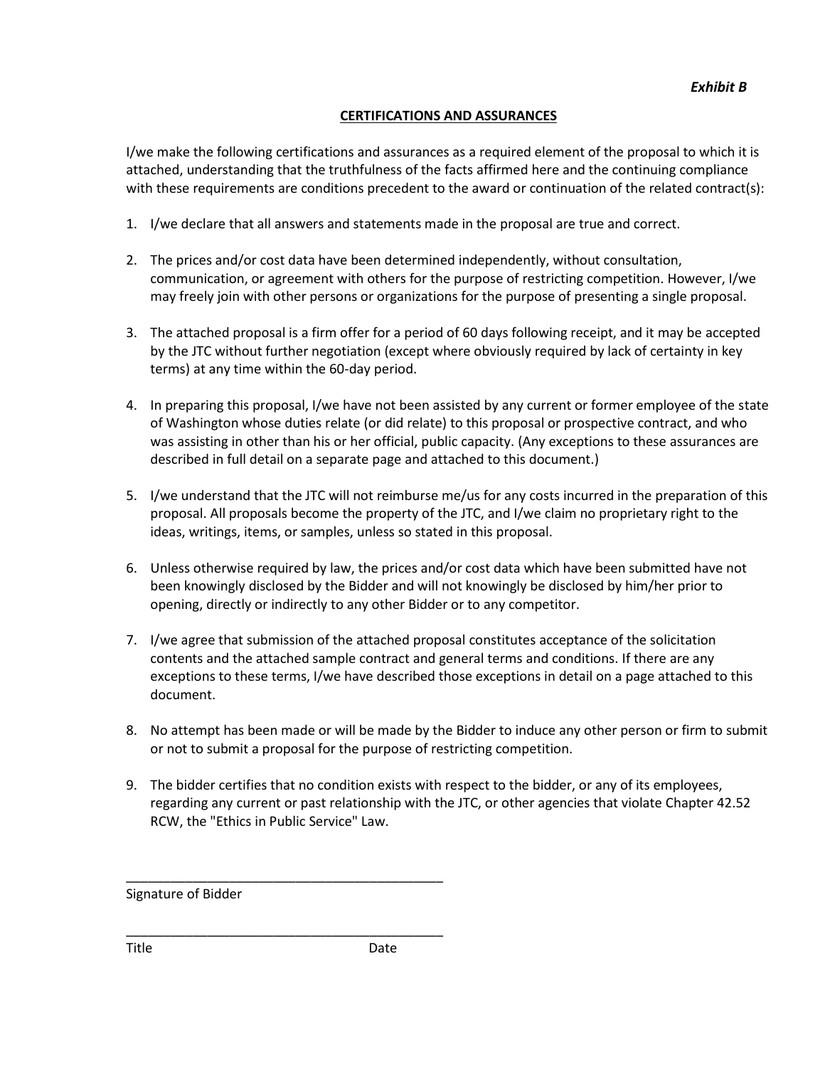*Exhibit B*

## CERTIFICATIONS AND ASSURANCES

I/we make the following certifications and assurances as a required element of the proposal to which it is attached, understanding that the truthfulness of the facts affirmed here and the continuing compliance with these requirements are conditions precedent to the award or continuation of the related contract(s):

1. I/we declare that all answers and statements made in the proposal are true and correct.

2. The prices and/or cost data have been determined independently, without consultation, communication, or agreement with others for the purpose of restricting competition. However, I/we may freely join with other persons or organizations for the purpose of presenting a single proposal.

3. The attached proposal is a firm offer for a period of 60 days following receipt, and it may be accepted by the JTC without further negotiation (except where obviously required by lack of certainty in key terms) at any time within the 60-day period.

4. In preparing this proposal, I/we have not been assisted by any current or former employee of the state of Washington whose duties relate (or did relate) to this proposal or prospective contract, and who was assisting in other than his or her official, public capacity. (Any exceptions to these assurances are described in full detail on a separate page and attached to this document.)

5. I/we understand that the JTC will not reimburse me/us for any costs incurred in the preparation of this proposal. All proposals become the property of the JTC, and I/we claim no proprietary right to the ideas, writings, items, or samples, unless so stated in this proposal.

6. Unless otherwise required by law, the prices and/or cost data which have been submitted have not been knowingly disclosed by the Bidder and will not knowingly be disclosed by him/her prior to opening, directly or indirectly to any other Bidder or to any competitor.

7. I/we agree that submission of the attached proposal constitutes acceptance of the solicitation contents and the attached sample contract and general terms and conditions. If there are any exceptions to these terms, I/we have described those exceptions in detail on a page attached to this document.

8. No attempt has been made or will be made by the Bidder to induce any other person or firm to submit or not to submit a proposal for the purpose of restricting competition.

9. The bidder certifies that no condition exists with respect to the bidder, or any of its employees, regarding any current or past relationship with the JTC, or other agencies that violate Chapter 42.52 RCW, the "Ethics in Public Service" Law.

_____________________________________________
Signature of Bidder

_____________________________________________
Title Date